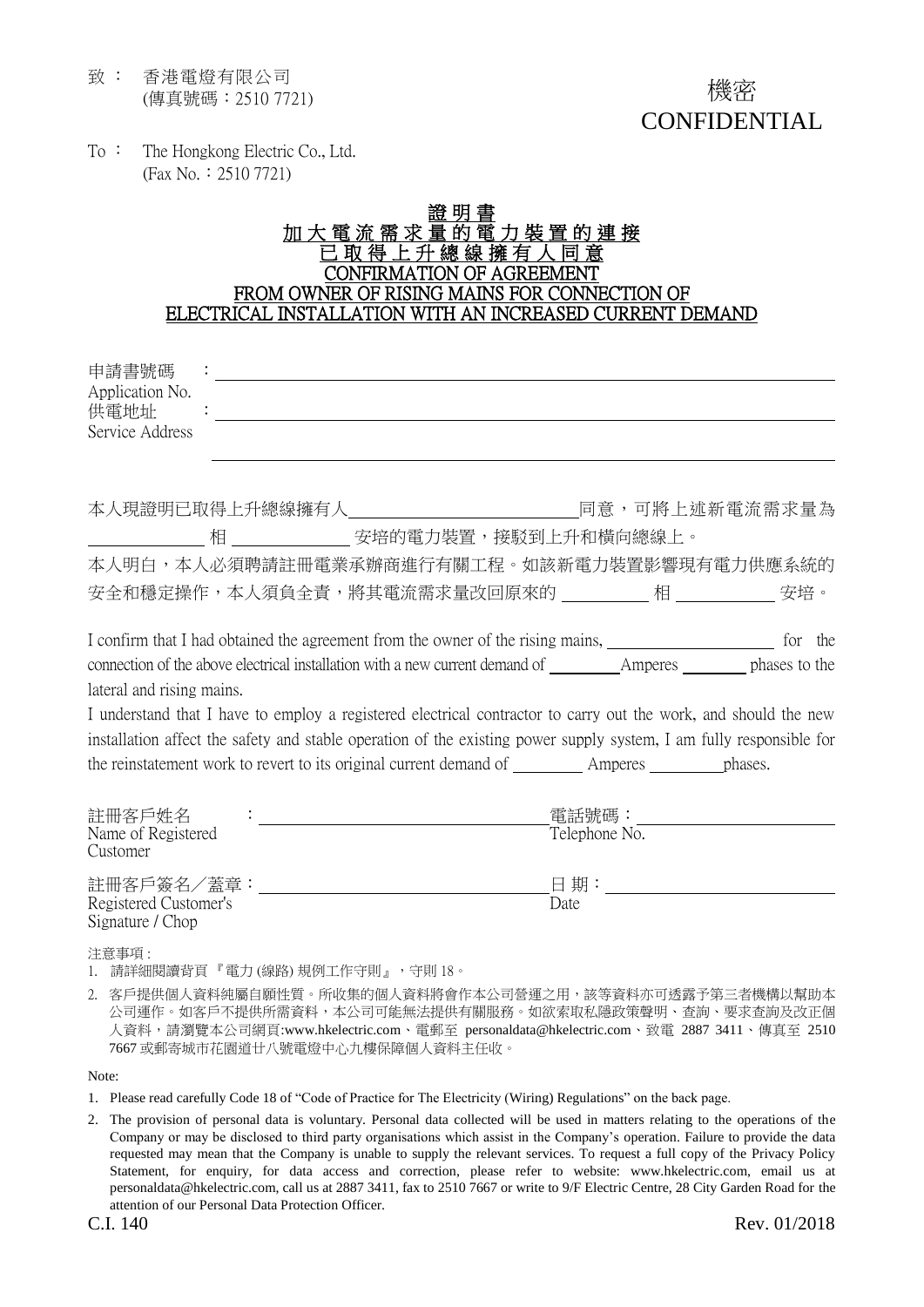致 ： 香港電燈有限公司
(傳真號碼：2510 7721)

機密
CONFIDENTIAL

To ： The Hongkong Electric Co., Ltd.
(Fax No.：2510 7721)

# 證明書
# 加大電流需求量的電力裝置的連接
# 已取得上升總線擁有人同意
# CONFIRMATION OF AGREEMENT
# FROM OWNER OF RISING MAINS FOR CONNECTION OF ELECTRICAL INSTALLATION WITH AN INCREASED CURRENT DEMAND

申請書號碼 Application No. ：\_\_\_\_\_\_\_\_\_\_\_\_\_\_\_\_\_\_\_\_\_\_\_\_\_\_\_\_\_\_\_\_\_\_\_\_\_\_\_\_

供電地址 Service Address ：\_\_\_\_\_\_\_\_\_\_\_\_\_\_\_\_\_\_\_\_\_\_\_\_\_\_\_\_\_\_\_\_\_\_\_\_\_\_\_\_

\_\_\_\_\_\_\_\_\_\_\_\_\_\_\_\_\_\_\_\_\_\_\_\_\_\_\_\_\_\_\_\_\_\_\_\_\_\_\_\_

本人現證明已取得上升總線擁有人\_\_\_\_\_\_\_\_\_\_\_\_\_\_\_\_\_\_\_\_同意，可將上述新電流需求量為\_\_\_\_\_\_\_\_\_\_相\_\_\_\_\_\_\_\_\_\_安培的電力裝置，接駁到上升和橫向總線上。

本人明白，本人必須聘請註冊電業承辦商進行有關工程。如該新電力裝置影響現有電力供應系統的安全和穩定操作，本人須負全責，將其電流需求量改回原來的\_\_\_\_\_\_\_\_\_\_相\_\_\_\_\_\_\_\_\_\_安培。

I confirm that I had obtained the agreement from the owner of the rising mains, \_\_\_\_\_\_\_\_\_\_\_\_\_\_\_\_\_\_\_\_ for the connection of the above electrical installation with a new current demand of \_\_\_\_\_\_\_\_\_\_ Amperes \_\_\_\_\_\_\_\_\_\_ phases to the lateral and rising mains.

I understand that I have to employ a registered electrical contractor to carry out the work, and should the new installation affect the safety and stable operation of the existing power supply system, I am fully responsible for the reinstatement work to revert to its original current demand of \_\_\_\_\_\_\_\_\_\_ Amperes \_\_\_\_\_\_\_\_\_\_ phases.

註冊客戶姓名 Name of Registered Customer ：\_\_\_\_\_\_\_\_\_\_\_\_\_\_\_\_\_\_\_\_ 電話號碼：Telephone No. \_\_\_\_\_\_\_\_\_\_\_\_\_\_\_\_\_\_\_\_

註冊客戶簽名／蓋章：Registered Customer's Signature / Chop \_\_\_\_\_\_\_\_\_\_\_\_\_\_\_\_\_\_\_\_ 日 期：Date \_\_\_\_\_\_\_\_\_\_\_\_\_\_\_\_\_\_\_\_

注意事項：

1. 請詳細閱讀背頁『電力 (線路) 規例工作守則』，守則 18。
2. 客戶提供個人資料純屬自願性質。所收集的個人資料將會作本公司營運之用，該等資料亦可透露予第三者機構以幫助本公司運作。如客戶不提供所需資料，本公司可能無法提供有關服務。如欲索取私隱政策聲明、查詢、要求查詢及改正個人資料，請瀏覽本公司網頁:www.hkelectric.com、電郵至 personaldata@hkelectric.com、致電 2887 3411、傳真至 2510 7667 或郵寄城市花園道廿八號電燈中心九樓保障個人資料主任收。

Note:

1. Please read carefully Code 18 of "Code of Practice for The Electricity (Wiring) Regulations" on the back page.
2. The provision of personal data is voluntary. Personal data collected will be used in matters relating to the operations of the Company or may be disclosed to third party organisations which assist in the Company's operation. Failure to provide the data requested may mean that the Company is unable to supply the relevant services. To request a full copy of the Privacy Policy Statement, for enquiry, for data access and correction, please refer to website: www.hkelectric.com, email us at personaldata@hkelectric.com, call us at 2887 3411, fax to 2510 7667 or write to 9/F Electric Centre, 28 City Garden Road for the attention of our Personal Data Protection Officer.

C.I. 140 Rev. 01/2018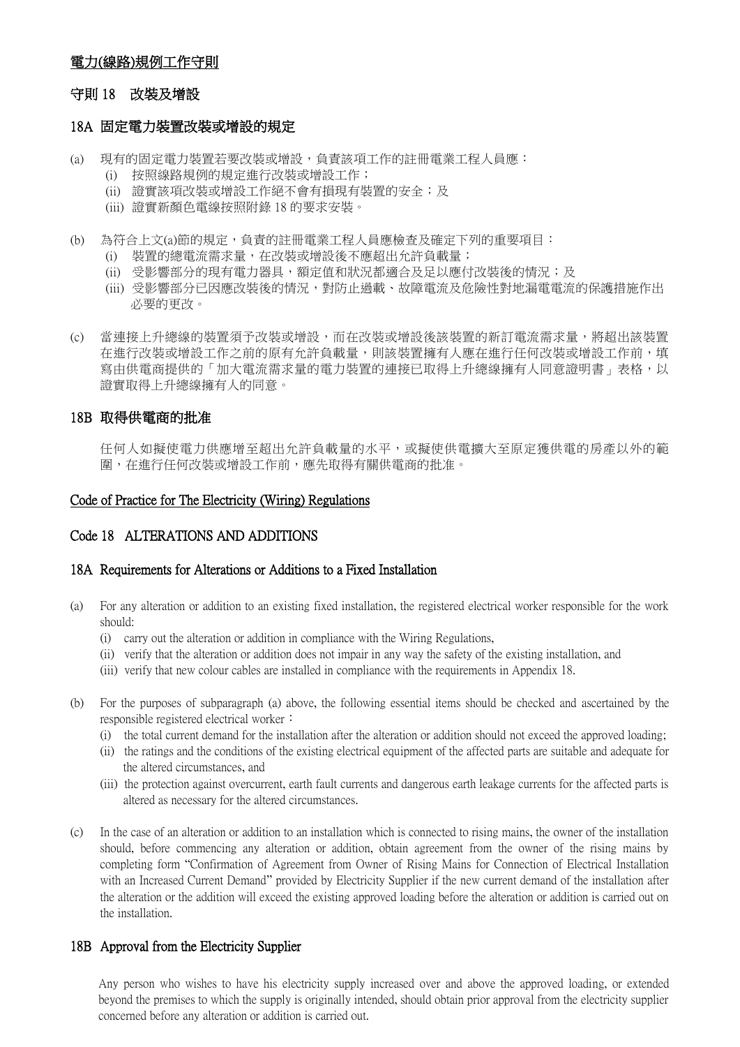# 電力(線路)規例工作守則

## 守則 18　改裝及增設

### 18A 固定電力裝置改裝或增設的規定

(a) 現有的固定電力裝置若要改裝或增設，負責該項工作的註冊電業工程人員應：
   - (i) 按照線路規例的規定進行改裝或增設工作；
   - (ii) 證實該項改裝或增設工作絕不會有損現有裝置的安全；及
   - (iii) 證實新顏色電線按照附錄 18 的要求安裝。

(b) 為符合上文(a)節的規定，負責的註冊電業工程人員應檢查及確定下列的重要項目：
   - (i) 裝置的總電流需求量，在改裝或增設後不應超出允許負載量；
   - (ii) 受影響部分的現有電力器具，額定值和狀況都適合及足以應付改裝後的情況；及
   - (iii) 受影響部分已因應改裝後的情況，對防止過載、故障電流及危險性對地漏電電流的保護措施作出必要的更改。

(c) 當連接上升總線的裝置須予改裝或增設，而在改裝或增設後該裝置的新訂電流需求量，將超出該裝置在進行改裝或增設工作之前的原有允許負載量，則該裝置擁有人應在進行任何改裝或增設工作前，填寫由供電商提供的「加大電流需求量的電力裝置的連接已取得上升總線擁有人同意證明書」表格，以證實取得上升總線擁有人的同意。

### 18B 取得供電商的批准

任何人如擬使電力供應增至超出允許負載量的水平，或擬使供電擴大至原定獲供電的房產以外的範圍，在進行任何改裝或增設工作前，應先取得有關供電商的批准。

# Code of Practice for The Electricity (Wiring) Regulations

## Code 18　ALTERATIONS AND ADDITIONS

### 18A Requirements for Alterations or Additions to a Fixed Installation

(a) For any alteration or addition to an existing fixed installation, the registered electrical worker responsible for the work should:
   - (i) carry out the alteration or addition in compliance with the Wiring Regulations,
   - (ii) verify that the alteration or addition does not impair in any way the safety of the existing installation, and
   - (iii) verify that new colour cables are installed in compliance with the requirements in Appendix 18.

(b) For the purposes of subparagraph (a) above, the following essential items should be checked and ascertained by the responsible registered electrical worker：
   - (i) the total current demand for the installation after the alteration or addition should not exceed the approved loading;
   - (ii) the ratings and the conditions of the existing electrical equipment of the affected parts are suitable and adequate for the altered circumstances, and
   - (iii) the protection against overcurrent, earth fault currents and dangerous earth leakage currents for the affected parts is altered as necessary for the altered circumstances.

(c) In the case of an alteration or addition to an installation which is connected to rising mains, the owner of the installation should, before commencing any alteration or addition, obtain agreement from the owner of the rising mains by completing form "Confirmation of Agreement from Owner of Rising Mains for Connection of Electrical Installation with an Increased Current Demand" provided by Electricity Supplier if the new current demand of the installation after the alteration or the addition will exceed the existing approved loading before the alteration or addition is carried out on the installation.

### 18B Approval from the Electricity Supplier

Any person who wishes to have his electricity supply increased over and above the approved loading, or extended beyond the premises to which the supply is originally intended, should obtain prior approval from the electricity supplier concerned before any alteration or addition is carried out.